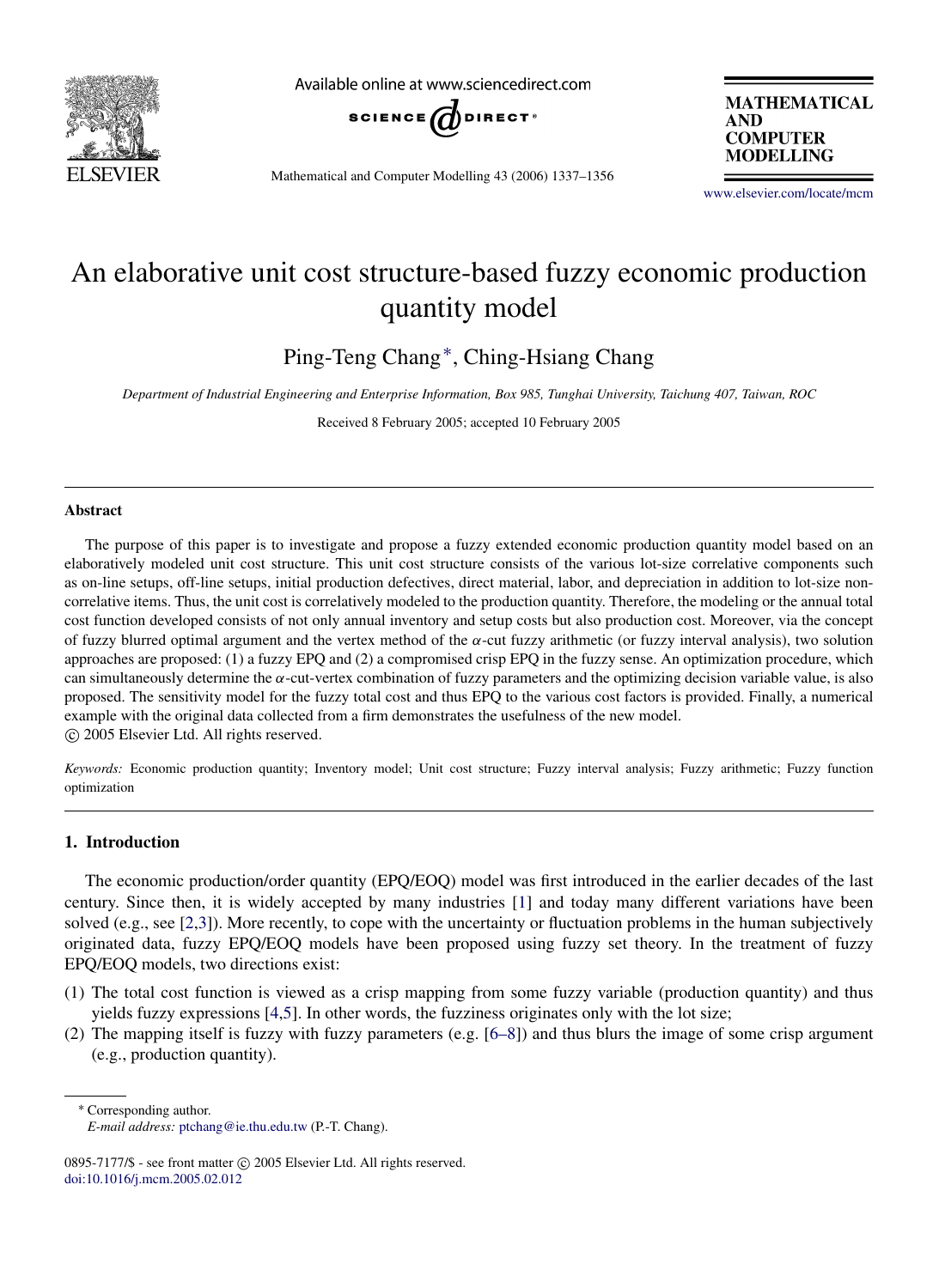# An elaborative unit cost structure-based fuzzy economic production quantity model

Ping-Teng Chang*, Ching-Hsiang Chang

*Department of Industrial Engineering and Enterprise Information, Box 985, Tunghai University, Taichung 407, Taiwan, ROC*

Received 8 February 2005; accepted 10 February 2005

## Abstract

The purpose of this paper is to investigate and propose a fuzzy extended economic production quantity model based on an elaboratively modeled unit cost structure. This unit cost structure consists of the various lot-size correlative components such as on-line setups, off-line setups, initial production defectives, direct material, labor, and depreciation in addition to lot-size non-correlative items. Thus, the unit cost is correlatively modeled to the production quantity. Therefore, the modeling or the annual total cost function developed consists of not only annual inventory and setup costs but also production cost. Moreover, via the concept of fuzzy blurred optimal argument and the vertex method of the $\alpha$-cut fuzzy arithmetic (or fuzzy interval analysis), two solution approaches are proposed: (1) a fuzzy EPQ and (2) a compromised crisp EPQ in the fuzzy sense. An optimization procedure, which can simultaneously determine the $\alpha$-cut-vertex combination of fuzzy parameters and the optimizing decision variable value, is also proposed. The sensitivity model for the fuzzy total cost and thus EPQ to the various cost factors is provided. Finally, a numerical example with the original data collected from a firm demonstrates the usefulness of the new model.

© 2005 Elsevier Ltd. All rights reserved.

*Keywords:* Economic production quantity; Inventory model; Unit cost structure; Fuzzy interval analysis; Fuzzy arithmetic; Fuzzy function optimization

## 1. Introduction

The economic production/order quantity (EPQ/EOQ) model was first introduced in the earlier decades of the last century. Since then, it is widely accepted by many industries [1] and today many different variations have been solved (e.g., see [2,3]). More recently, to cope with the uncertainty or fluctuation problems in the human subjectively originated data, fuzzy EPQ/EOQ models have been proposed using fuzzy set theory. In the treatment of fuzzy EPQ/EOQ models, two directions exist:

(1) The total cost function is viewed as a crisp mapping from some fuzzy variable (production quantity) and thus yields fuzzy expressions [4,5]. In other words, the fuzziness originates only with the lot size;
(2) The mapping itself is fuzzy with fuzzy parameters (e.g. [6–8]) and thus blurs the image of some crisp argument (e.g., production quantity).

---

* Corresponding author.
*E-mail address:* ptchang@ie.thu.edu.tw (P.-T. Chang).

0895-7177/$ - see front matter © 2005 Elsevier Ltd. All rights reserved.
doi:10.1016/j.mcm.2005.02.012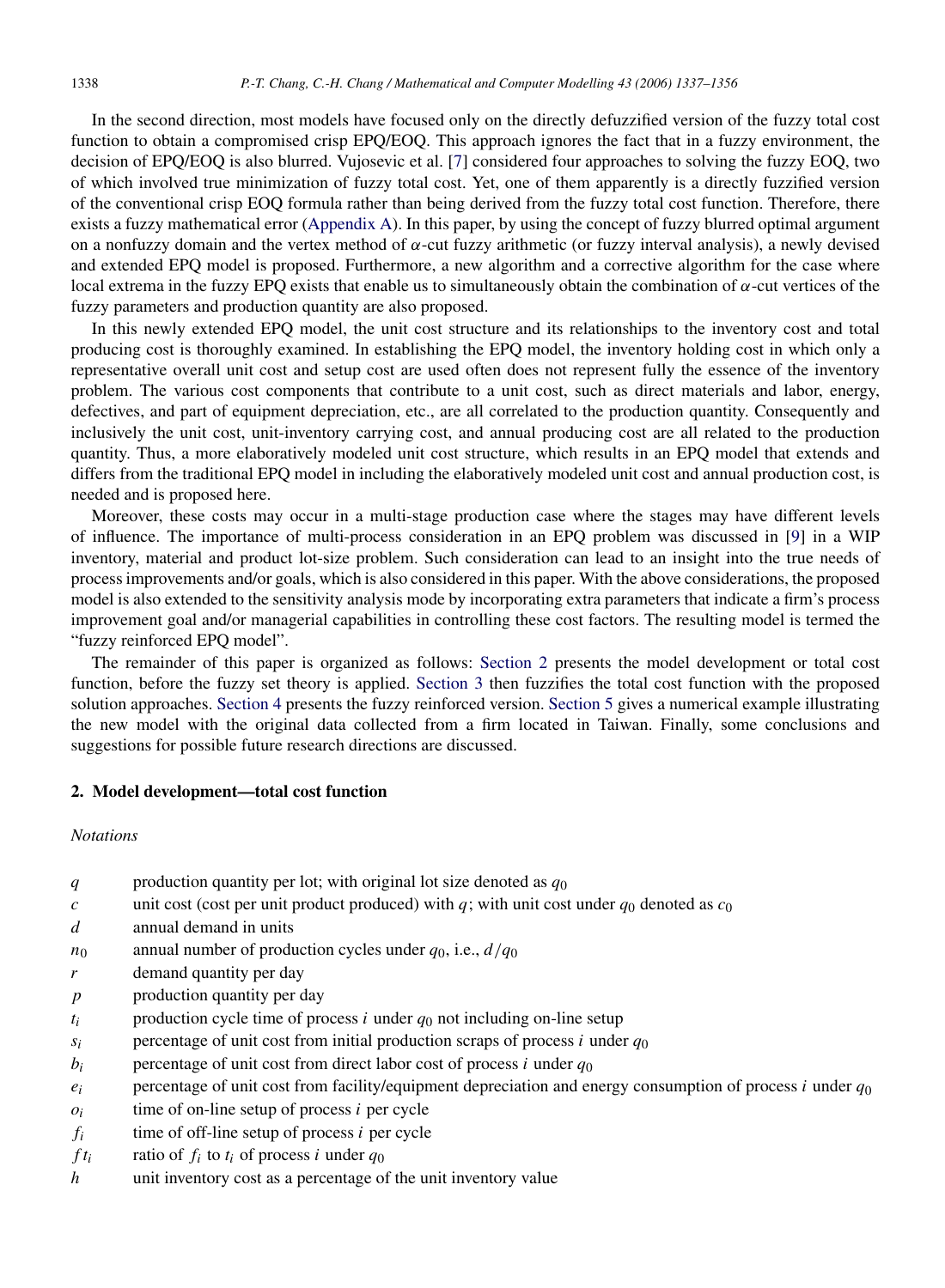In the second direction, most models have focused only on the directly defuzzified version of the fuzzy total cost function to obtain a compromised crisp EPQ/EOQ. This approach ignores the fact that in a fuzzy environment, the decision of EPQ/EOQ is also blurred. Vujosevic et al. [7] considered four approaches to solving the fuzzy EOQ, two of which involved true minimization of fuzzy total cost. Yet, one of them apparently is a directly fuzzified version of the conventional crisp EOQ formula rather than being derived from the fuzzy total cost function. Therefore, there exists a fuzzy mathematical error (Appendix A). In this paper, by using the concept of fuzzy blurred optimal argument on a nonfuzzy domain and the vertex method of $\alpha$-cut fuzzy arithmetic (or fuzzy interval analysis), a newly devised and extended EPQ model is proposed. Furthermore, a new algorithm and a corrective algorithm for the case where local extrema in the fuzzy EPQ exists that enable us to simultaneously obtain the combination of $\alpha$-cut vertices of the fuzzy parameters and production quantity are also proposed.

In this newly extended EPQ model, the unit cost structure and its relationships to the inventory cost and total producing cost is thoroughly examined. In establishing the EPQ model, the inventory holding cost in which only a representative overall unit cost and setup cost are used often does not represent fully the essence of the inventory problem. The various cost components that contribute to a unit cost, such as direct materials and labor, energy, defectives, and part of equipment depreciation, etc., are all correlated to the production quantity. Consequently and inclusively the unit cost, unit-inventory carrying cost, and annual producing cost are all related to the production quantity. Thus, a more elaboratively modeled unit cost structure, which results in an EPQ model that extends and differs from the traditional EPQ model in including the elaboratively modeled unit cost and annual production cost, is needed and is proposed here.

Moreover, these costs may occur in a multi-stage production case where the stages may have different levels of influence. The importance of multi-process consideration in an EPQ problem was discussed in [9] in a WIP inventory, material and product lot-size problem. Such consideration can lead to an insight into the true needs of process improvements and/or goals, which is also considered in this paper. With the above considerations, the proposed model is also extended to the sensitivity analysis mode by incorporating extra parameters that indicate a firm's process improvement goal and/or managerial capabilities in controlling these cost factors. The resulting model is termed the "fuzzy reinforced EPQ model".

The remainder of this paper is organized as follows: Section 2 presents the model development or total cost function, before the fuzzy set theory is applied. Section 3 then fuzzifies the total cost function with the proposed solution approaches. Section 4 presents the fuzzy reinforced version. Section 5 gives a numerical example illustrating the new model with the original data collected from a firm located in Taiwan. Finally, some conclusions and suggestions for possible future research directions are discussed.

## 2. Model development—total cost function

*Notations*

- $q$ — production quantity per lot; with original lot size denoted as $q_0$
- $c$ — unit cost (cost per unit product produced) with $q$; with unit cost under $q_0$ denoted as $c_0$
- $d$ — annual demand in units
- $n_0$ — annual number of production cycles under $q_0$, i.e., $d/q_0$
- $r$ — demand quantity per day
- $p$ — production quantity per day
- $t_i$ — production cycle time of process $i$ under $q_0$ not including on-line setup
- $s_i$ — percentage of unit cost from initial production scraps of process $i$ under $q_0$
- $b_i$ — percentage of unit cost from direct labor cost of process $i$ under $q_0$
- $e_i$ — percentage of unit cost from facility/equipment depreciation and energy consumption of process $i$ under $q_0$
- $o_i$ — time of on-line setup of process $i$ per cycle
- $f_i$ — time of off-line setup of process $i$ per cycle
- $ft_i$ — ratio of $f_i$ to $t_i$ of process $i$ under $q_0$
- $h$ — unit inventory cost as a percentage of the unit inventory value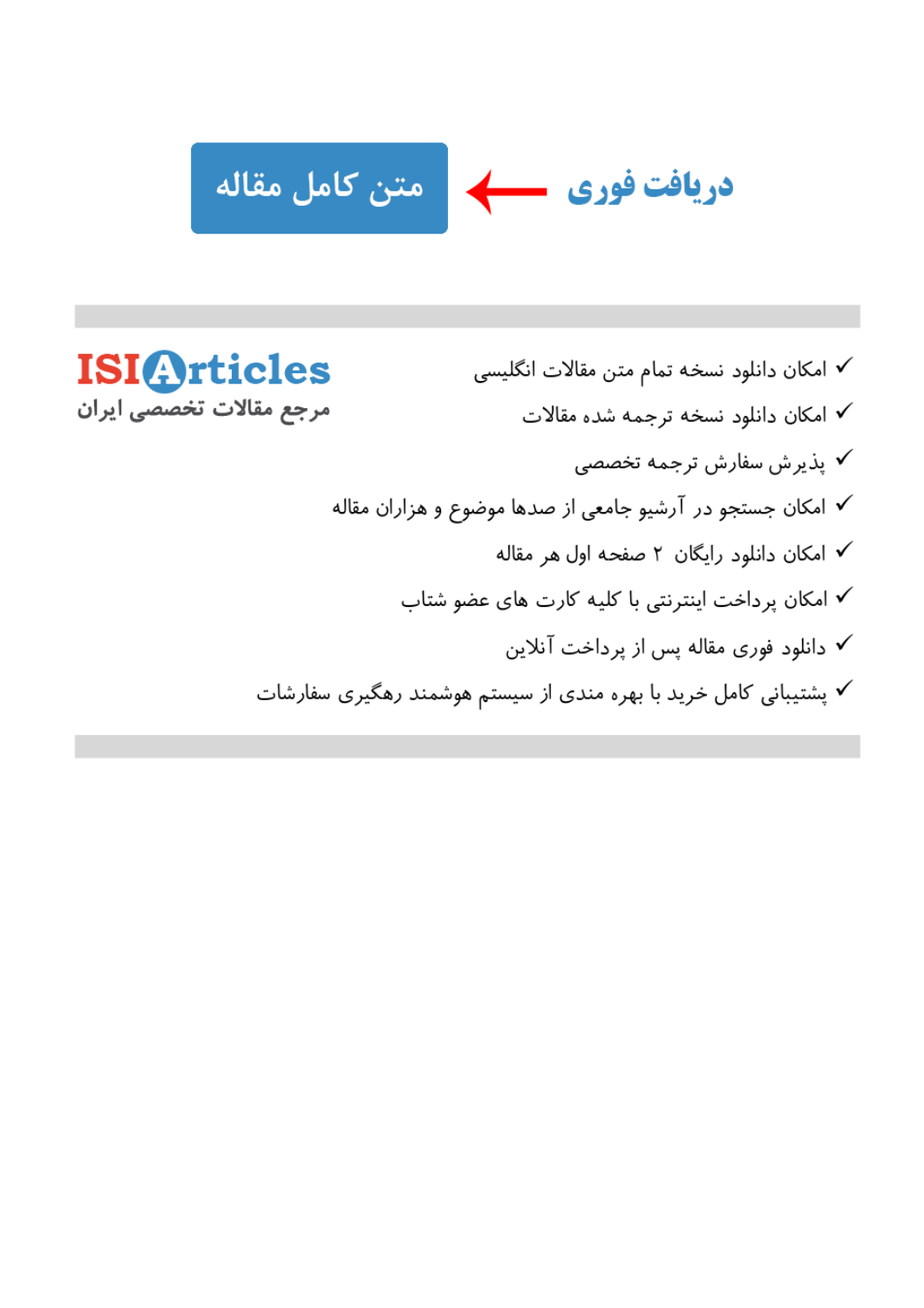دریافت فوری ← متن کامل مقاله

ISIArticles
مرجع مقالات تخصصی ایران

- ✓ امکان دانلود نسخه تمام متن مقالات انگلیسی
- ✓ امکان دانلود نسخه ترجمه شده مقالات
- ✓ پذیرش سفارش ترجمه تخصصی
- ✓ امکان جستجو در آرشیو جامعی از صدها موضوع و هزاران مقاله
- ✓ امکان دانلود رایگان ۲ صفحه اول هر مقاله
- ✓ امکان پرداخت اینترنتی با کلیه کارت های عضو شتاب
- ✓ دانلود فوری مقاله پس از پرداخت آنلاین
- ✓ پشتیبانی کامل خرید با بهره مندی از سیستم هوشمند رهگیری سفارشات